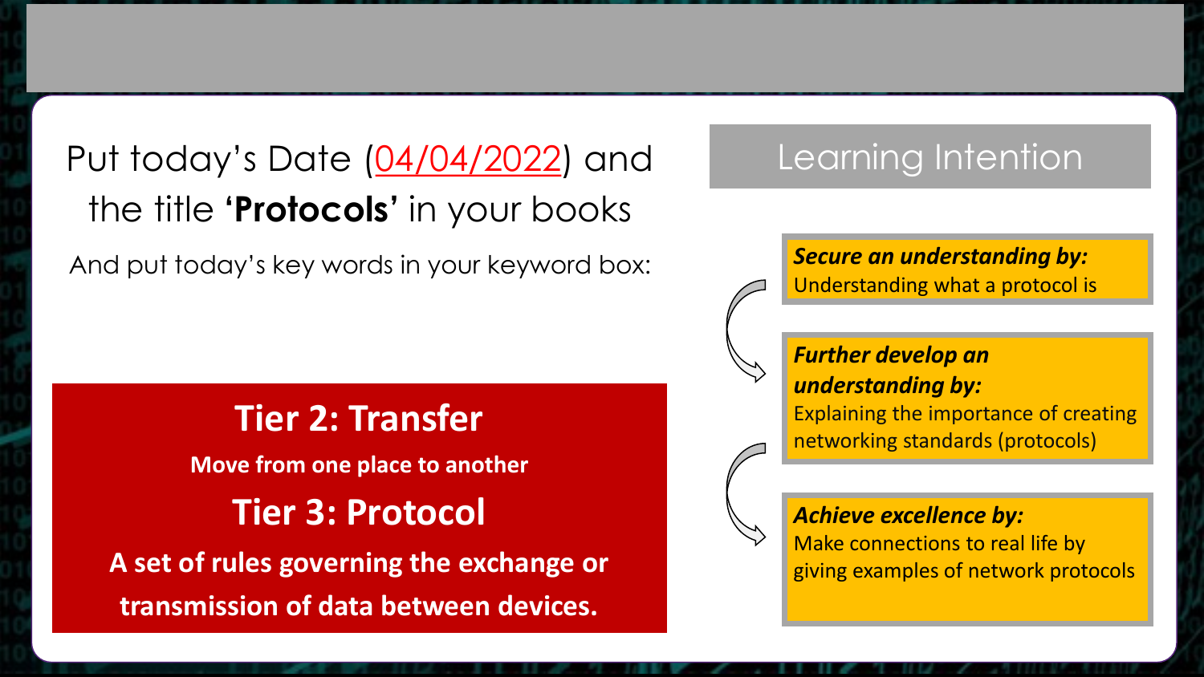Put today's Date (04/04/2022) and the title **'Protocols'** in your books

And put today's key words in your keyword box:

## Tier 2: Transfer

**Move from one place to another**

## Tier 3: Protocol

**A set of rules governing the exchange or transmission of data between devices.**

## Learning Intention

***Secure an understanding by:***
Understanding what a protocol is

***Further develop an understanding by:***
Explaining the importance of creating networking standards (protocols)

***Achieve excellence by:***
Make connections to real life by giving examples of network protocols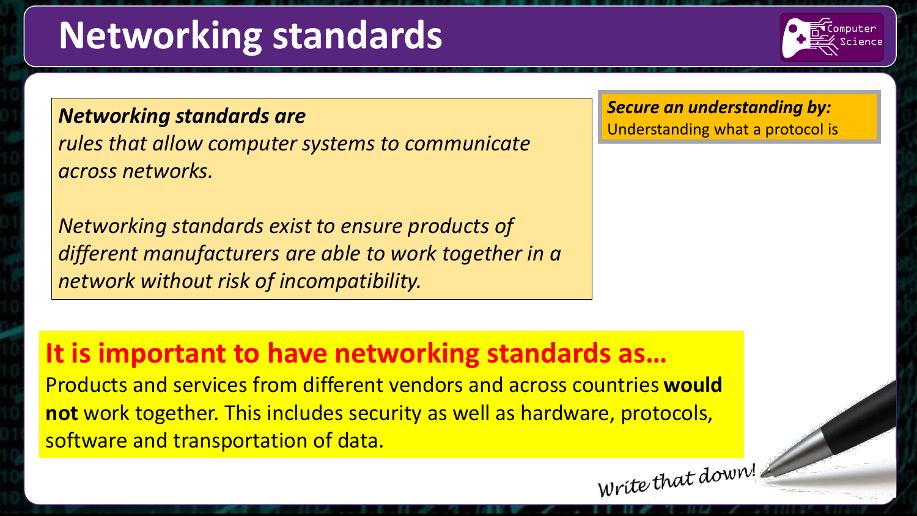# Networking standards

***Networking standards are***
*rules that allow computer systems to communicate across networks.*

*Networking standards exist to ensure products of different manufacturers are able to work together in a network without risk of incompatibility.*

***Secure an understanding by:***
Understanding what a protocol is

## It is important to have networking standards as…

Products and services from different vendors and across countries **would not** work together. This includes security as well as hardware, protocols, software and transportation of data.

*Write that down!*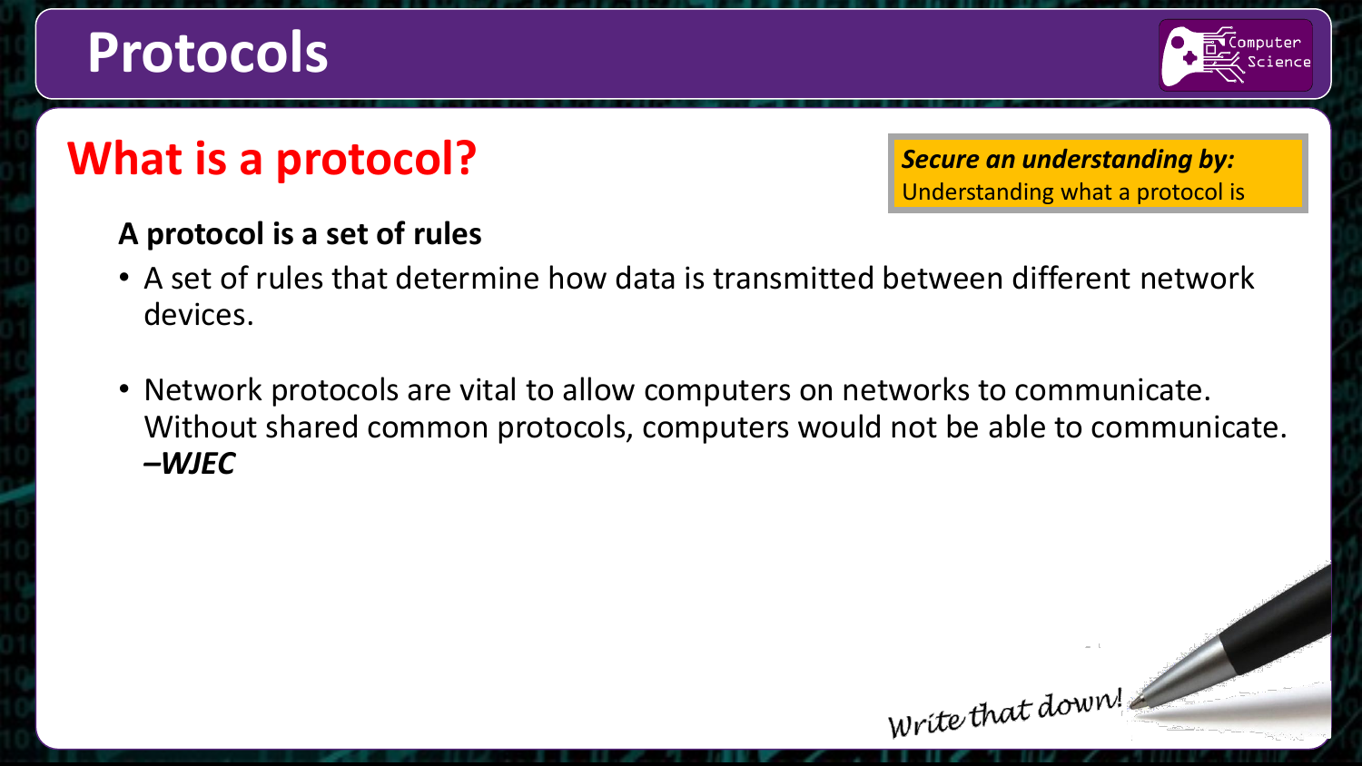# Protocols

## What is a protocol?

***Secure an understanding by:***
Understanding what a protocol is

**A protocol is a set of rules**

- A set of rules that determine how data is transmitted between different network devices.

- Network protocols are vital to allow computers on networks to communicate. Without shared common protocols, computers would not be able to communicate. ***–WJEC***

*Write that down!*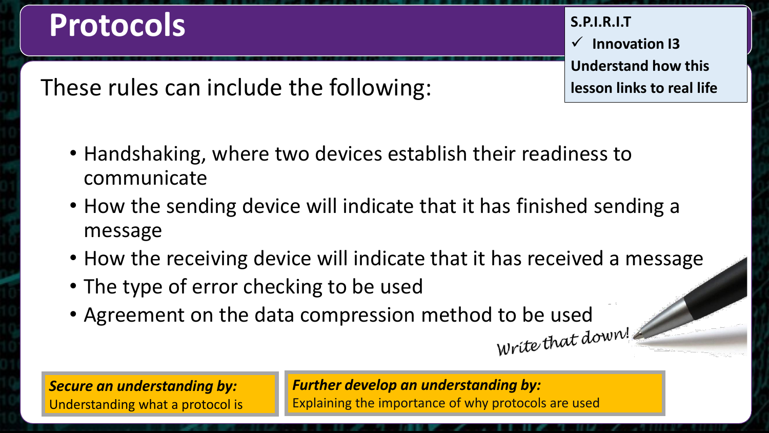# Protocols

**S.P.I.R.I.T**

- ✓ **Innovation I3**

**Understand how this lesson links to real life**

These rules can include the following:

- Handshaking, where two devices establish their readiness to communicate
- How the sending device will indicate that it has finished sending a message
- How the receiving device will indicate that it has received a message
- The type of error checking to be used
- Agreement on the data compression method to be used

*Write that down!*

***Secure an understanding by:***
Understanding what a protocol is

***Further develop an understanding by:***
Explaining the importance of why protocols are used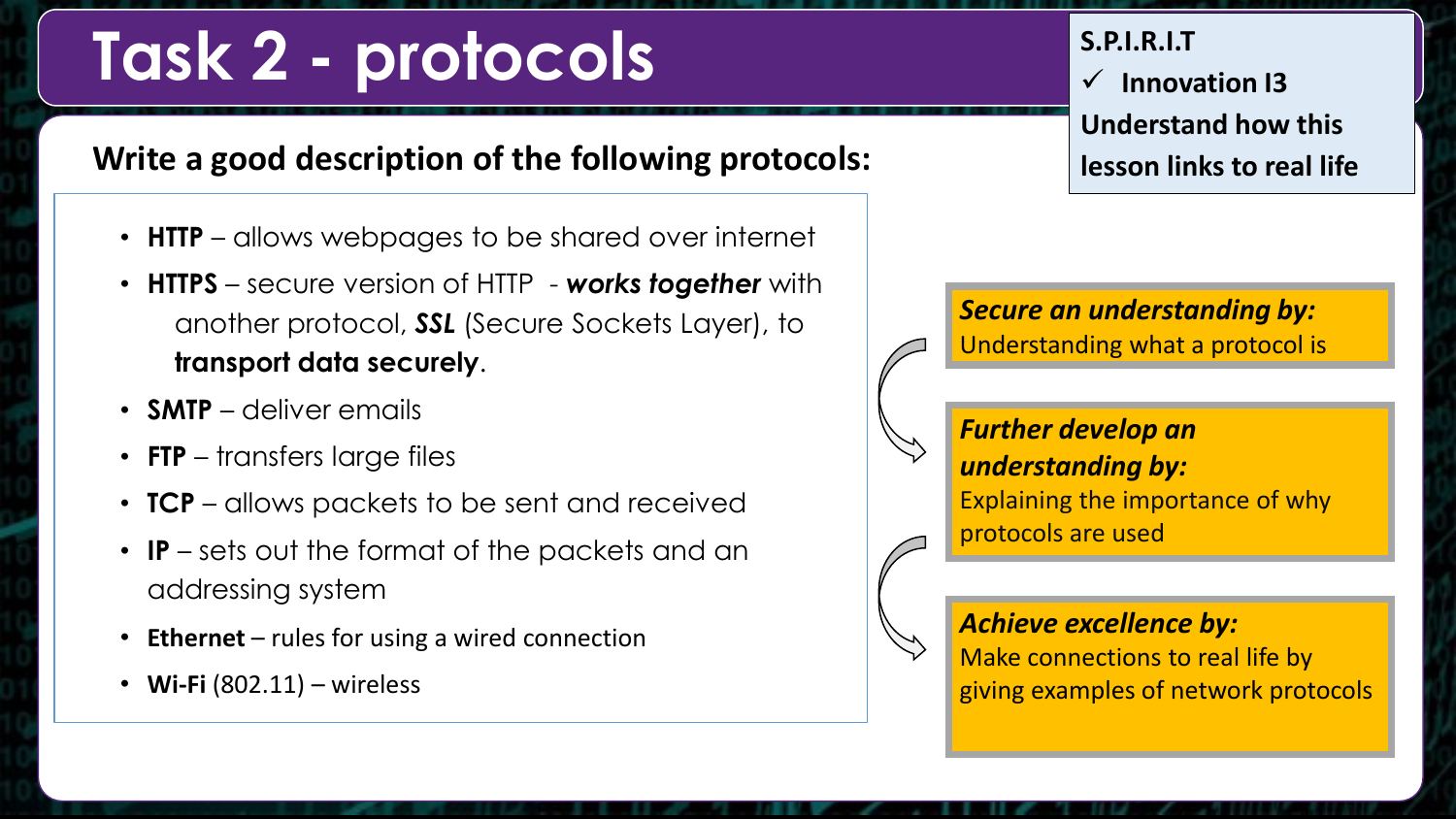# Task 2 - protocols

**S.P.I.R.I.T**

✓ **Innovation I3**

**Understand how this lesson links to real life**

**Write a good description of the following protocols:**

- **HTTP** – allows webpages to be shared over internet
- **HTTPS** – secure version of HTTP - ***works together*** with another protocol, ***SSL*** (Secure Sockets Layer), to **transport data securely**.
- **SMTP** – deliver emails
- **FTP** – transfers large files
- **TCP** – allows packets to be sent and received
- **IP** – sets out the format of the packets and an addressing system
- **Ethernet** – rules for using a wired connection
- **Wi-Fi** (802.11) – wireless

***Secure an understanding by:*** Understanding what a protocol is

***Further develop an understanding by:*** Explaining the importance of why protocols are used

***Achieve excellence by:*** Make connections to real life by giving examples of network protocols